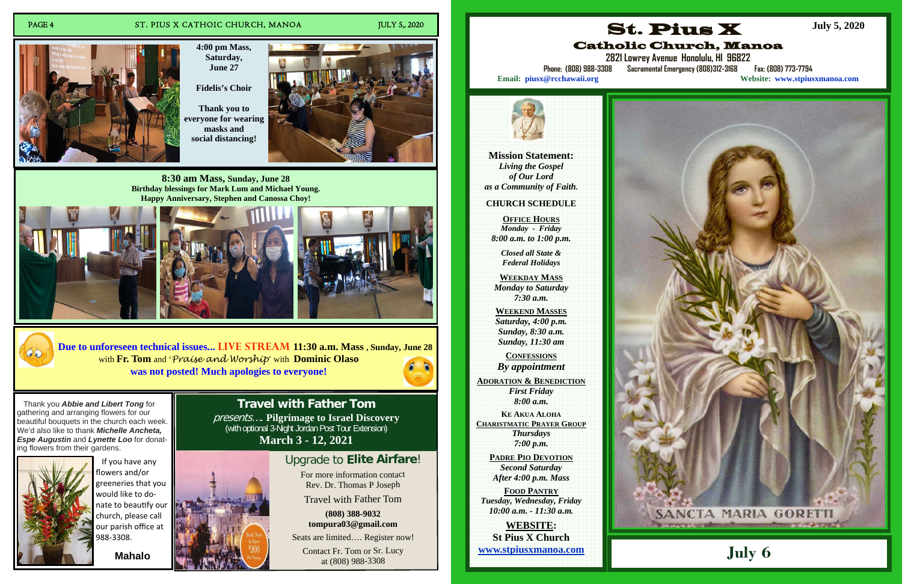**4:00 pm Mass, Saturday, June 27**

**Fidelis's Choir**

**Thank you to everyone for wearing masks and social distancing!**

**8:30 am Mass, Sunday, June 28**
**Birthday blessings for Mark Lum and Michael Young.**
**Happy Anniversary, Stephen and Canossa Choy!**

**Due to unforeseen technical issues... LIVE STREAM 11:30 a.m. Mass, Sunday, June 28 with Fr. Tom and '*Praise and Worship*' with Dominic Olaso was not posted! Much apologies to everyone!**

Thank you ***Abbie and Libert Tong*** for gathering and arranging flowers for our beautiful bouquets in the church each week. We'd also like to thank ***Michelle Ancheta, Espe Augustin*** and ***Lynette Loo*** for donating flowers from their gardens.

If you have any flowers and/or greeneries that you would like to donate to beautify our church, please call our parish office at 988-3308.

**Mahalo**

## Travel with Father Tom

*presents…* **Pilgrimage to Israel Discovery**
(with optional 3-Night Jordan Post Tour Extension)
**March 3 - 12, 2021**

Upgrade to **Elite Airfare**!

Book Now & Save $200 Per Person

For more information contact
Rev. Dr. Thomas P Joseph
Travel with Father Tom
**(808) 388-9032**
**tompura03@gmail.com**

Seats are limited…. Register now!

Contact Fr. Tom or Sr. Lucy at (808) 988-3308

# St. Pius X

## Catholic Church, Manoa

**July 5, 2020**

**2821 Lowrey Avenue Honolulu, HI 96822**
**Phone: (808) 988-3308 Sacramental Emergency (808)312-3168 Fax: (808) 773-7794**
**Email: piusx@rcchawaii.org** **Website: www.stpiusxmanoa.com**

**Mission Statement:**
***Living the Gospel of Our Lord as a Community of Faith.***

**CHURCH SCHEDULE**

**OFFICE HOURS**
*Monday - Friday*
*8:00 a.m. to 1:00 p.m.*

*Closed all State & Federal Holidays*

**WEEKDAY MASS**
*Monday to Saturday*
*7:30 a.m.*

**WEEKEND MASSES**
*Saturday, 4:00 p.m.*
*Sunday, 8:30 a.m.*
*Sunday, 11:30 am*

**CONFESSIONS**
*By appointment*

**ADORATION & BENEDICTION**
*First Friday*
*8:00 a.m.*

**KE AKUA ALOHA CHARISTMATIC PRAYER GROUP**
*Thursdays*
*7:00 p.m.*

**PADRE PIO DEVOTION**
*Second Saturday*
*After 4:00 p.m. Mass*

**FOOD PANTRY**
*Tuesday, Wednesday, Friday*
*10:00 a.m. - 11:30 a.m.*

**WEBSITE:**
**St Pius X Church**
**www.stpiusxmanoa.com**

SANCTA MARIA GORETTI

**July 6**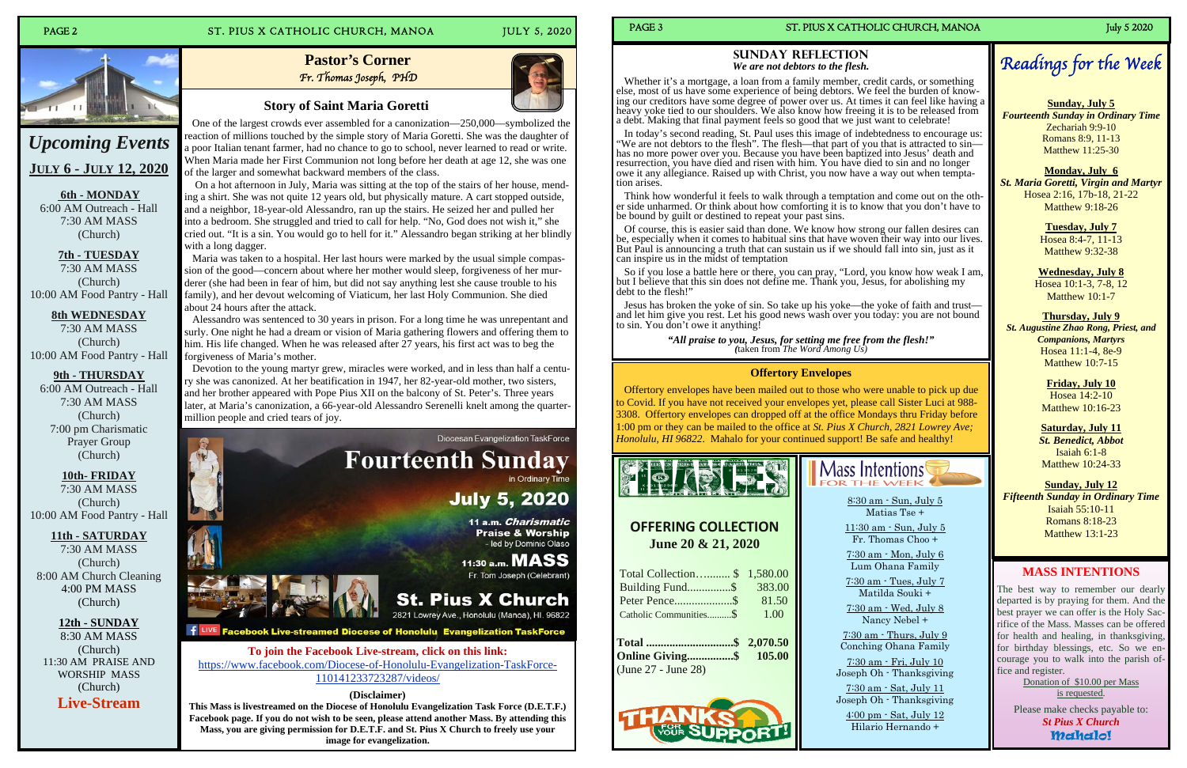# Upcoming Events

## July 6 - July 12, 2020

**6th - MONDAY**
6:00 AM Outreach - Hall
7:30 AM MASS
(Church)

**7th - TUESDAY**
7:30 AM MASS
(Church)
10:00 AM Food Pantry - Hall

**8th WEDNESDAY**
7:30 AM MASS
(Church)
10:00 AM Food Pantry - Hall

**9th - THURSDAY**
6:00 AM Outreach - Hall
7:30 AM MASS
(Church)
7:00 pm Charismatic Prayer Group
(Church)

**10th- FRIDAY**
7:30 AM MASS
(Church)
10:00 AM Food Pantry - Hall

**11th - SATURDAY**
7:30 AM MASS
(Church)
8:00 AM Church Cleaning
4:00 PM MASS
(Church)

**12th - SUNDAY**
8:30 AM MASS
(Church)
11:30 AM PRAISE AND WORSHIP MASS
(Church)

**Live-Stream**

# Pastor's Corner

*Fr. Thomas Joseph, PHD*

## Story of Saint Maria Goretti

One of the largest crowds ever assembled for a canonization—250,000—symbolized the reaction of millions touched by the simple story of Maria Goretti. She was the daughter of a poor Italian tenant farmer, had no chance to go to school, never learned to read or write. When Maria made her First Communion not long before her death at age 12, she was one of the larger and somewhat backward members of the class.

On a hot afternoon in July, Maria was sitting at the top of the stairs of her house, mending a shirt. She was not quite 12 years old, but physically mature. A cart stopped outside, and a neighbor, 18-year-old Alessandro, ran up the stairs. He seized her and pulled her into a bedroom. She struggled and tried to call for help. "No, God does not wish it," she cried out. "It is a sin. You would go to hell for it." Alessandro began striking at her blindly with a long dagger.

Maria was taken to a hospital. Her last hours were marked by the usual simple compassion of the good—concern about where her mother would sleep, forgiveness of her murderer (she had been in fear of him, but did not say anything lest she cause trouble to his family), and her devout welcoming of Viaticum, her last Holy Communion. She died about 24 hours after the attack.

Alessandro was sentenced to 30 years in prison. For a long time he was unrepentant and surly. One night he had a dream or vision of Maria gathering flowers and offering them to him. His life changed. When he was released after 27 years, his first act was to beg the forgiveness of Maria's mother.

Devotion to the young martyr grew, miracles were worked, and in less than half a century she was canonized. At her beatification in 1947, her 82-year-old mother, two sisters, and her brother appeared with Pope Pius XII on the balcony of St. Peter's. Three years later, at Maria's canonization, a 66-year-old Alessandro Serenelli knelt among the quarter-million people and cried tears of joy.

Diocesan Evangelization TaskForce

**Fourteenth Sunday** in Ordinary Time

**July 5, 2020**

11 a.m. *Charismatic* Praise & Worship - led by Dominic Olaso

11:30 a.m. **MASS**
Fr. Tom Joseph (Celebrant)

**St. Pius X Church**
2821 Lowrey Ave., Honolulu (Manoa), HI. 96822

LIVE Facebook Live-streamed Diocese of Honolulu Evangelization TaskForce

**To join the Facebook Live-stream, click on this link:**
https://www.facebook.com/Diocese-of-Honolulu-Evangelization-TaskForce-110141233723287/videos/

**(Disclaimer)**

**This Mass is livestreamed on the Diocese of Honolulu Evangelization Task Force (D.E.T.F.) Facebook page. If you do not wish to be seen, please attend another Mass. By attending this Mass, you are giving permission for D.E.T.F. and St. Pius X Church to freely use your image for evangelization.**

## SUNDAY REFLECTION

***We are not debtors to the flesh.***

Whether it's a mortgage, a loan from a family member, credit cards, or something else, most of us have some experience of being debtors. We feel the burden of knowing our creditors have some degree of power over us. At times it can feel like having a heavy yoke tied to our shoulders. We also know how freeing it is to be released from a debt. Making that final payment feels so good that we just want to celebrate!

In today's second reading, St. Paul uses this image of indebtedness to encourage us: "We are not debtors to the flesh". The flesh—that part of you that is attracted to sin—has no more power over you. Because you have been baptized into Jesus' death and resurrection, you have died and risen with him. You have died to sin and no longer owe it any allegiance. Raised up with Christ, you now have a way out when temptation arises.

Think how wonderful it feels to walk through a temptation and come out on the other side unharmed. Or think about how comforting it is to know that you don't have to be bound by guilt or destined to repeat your past sins.

Of course, this is easier said than done. We know how strong our fallen desires can be, especially when it comes to habitual sins that have woven their way into our lives. But Paul is announcing a truth that can sustain us if we should fall into sin, just as it can inspire us in the midst of temptation

So if you lose a battle here or there, you can pray, "Lord, you know how weak I am, but I believe that this sin does not define me. Thank you, Jesus, for abolishing my debt to the flesh!"

Jesus has broken the yoke of sin. So take up his yoke—the yoke of faith and trust—and let him give you rest. Let his good news wash over you today: you are not bound to sin. You don't owe it anything!

***"All praise to you, Jesus, for setting me free from the flesh!"***
*(taken from The Word Among Us)*

## Offertory Envelopes

Offertory envelopes have been mailed out to those who were unable to pick up due to Covid. If you have not received your envelopes yet, please call Sister Luci at 988-3308. Offertory envelopes can dropped off at the office Mondays thru Friday before 1:00 pm or they can be mailed to the office at *St. Pius X Church, 2821 Lowrey Ave; Honolulu, HI 96822*. Mahalo for your continued support! Be safe and healthy!

## FINANCES

### OFFERING COLLECTION
**June 20 & 21, 2020**

| | |
|---|---|
| Total Collection.......... | $ 1,580.00 |
| Building Fund............... | $ 383.00 |
| Peter Pence.................... | $ 81.50 |
| Catholic Communities.......... | $ 1.00 |
| **Total ..............................** | **$ 2,070.50** |
| **Online Giving................** | **$ 105.00** |

(June 27 - June 28)

THANKS FOR YOUR SUPPORT!

## Mass Intentions FOR THE WEEK

8:30 am - Sun, July 5
Matias Tse +

11:30 am - Sun, July 5
Fr. Thomas Choo +

7:30 am - Mon, July 6
Lum Ohana Family

7:30 am - Tues, July 7
Matilda Souki +

7:30 am - Wed, July 8
Nancy Nebel +

7:30 am - Thurs, July 9
Conching Ohana Family

7:30 am - Fri, July 10
Joseph Oh - Thanksgiving

7:30 am - Sat, July 11
Joseph Oh - Thanksgiving

4:00 pm - Sat, July 12
Hilario Hernando +

# Readings for the Week

**Sunday, July 5**
***Fourteenth Sunday in Ordinary Time***
Zechariah 9:9-10
Romans 8:9, 11-13
Matthew 11:25-30

**Monday, July 6**
***St. Maria Goretti, Virgin and Martyr***
Hosea 2:16, 17b-18, 21-22
Matthew 9:18-26

**Tuesday, July 7**
Hosea 8:4-7, 11-13
Matthew 9:32-38

**Wednesday, July 8**
Hosea 10:1-3, 7-8, 12
Matthew 10:1-7

**Thursday, July 9**
***St. Augustine Zhao Rong, Priest, and Companions, Martyrs***
Hosea 11:1-4, 8e-9
Matthew 10:7-15

**Friday, July 10**
Hosea 14:2-10
Matthew 10:16-23

**Saturday, July 11**
***St. Benedict, Abbot***
Isaiah 6:1-8
Matthew 10:24-33

**Sunday, July 12**
***Fifteenth Sunday in Ordinary Time***
Isaiah 55:10-11
Romans 8:18-23
Matthew 13:1-23

## MASS INTENTIONS

The best way to remember our dearly departed is by praying for them. And the best prayer we can offer is the Holy Sacrifice of the Mass. Masses can be offered for health and healing, in thanksgiving, for birthday blessings, etc. So we encourage you to walk into the parish office and register.

Donation of $10.00 per Mass is requested.

Please make checks payable to:
***St Pius X Church***
**Mahalo!**